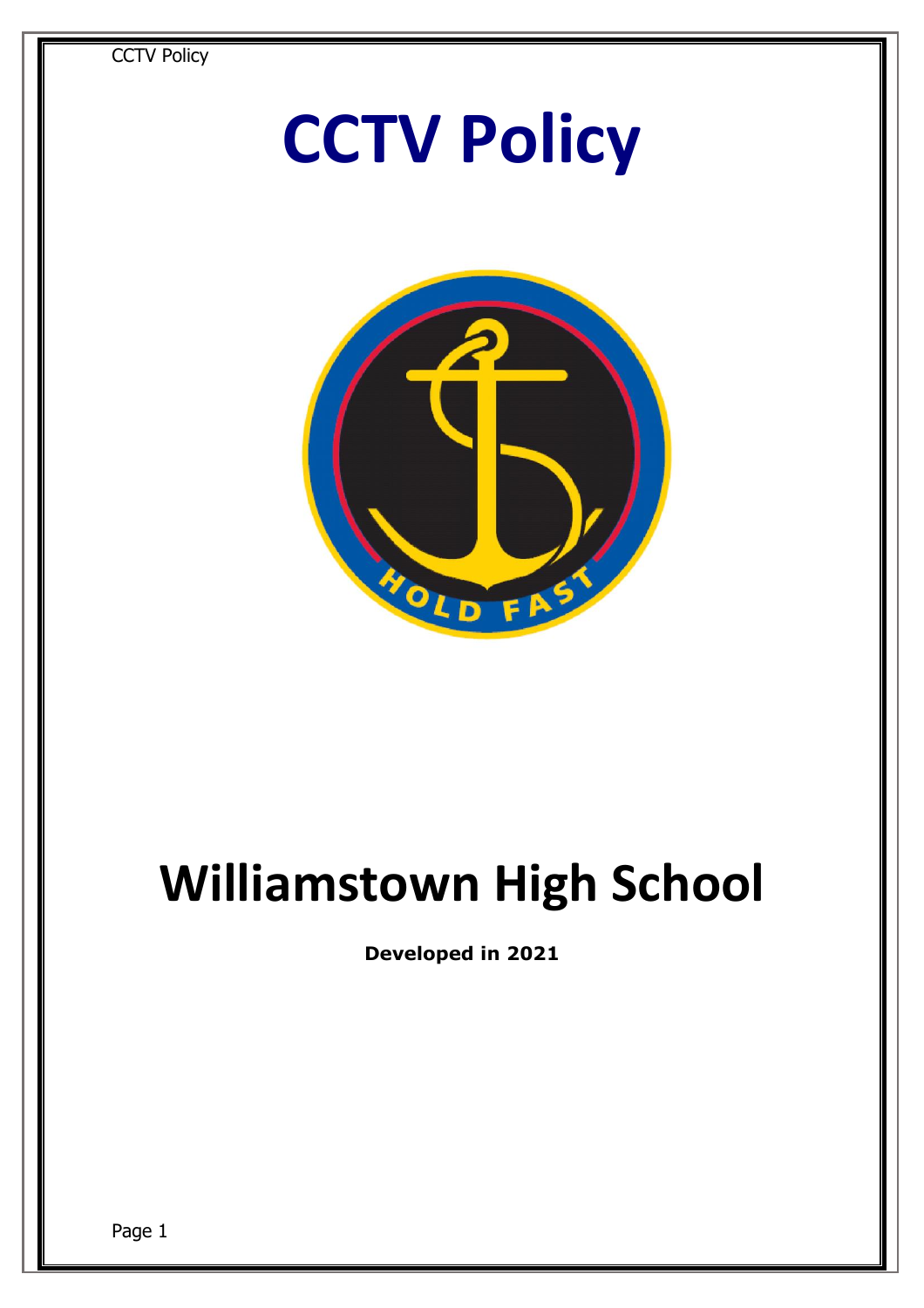# CCTV Policy

# Williamstown High School

**Developed in 2021**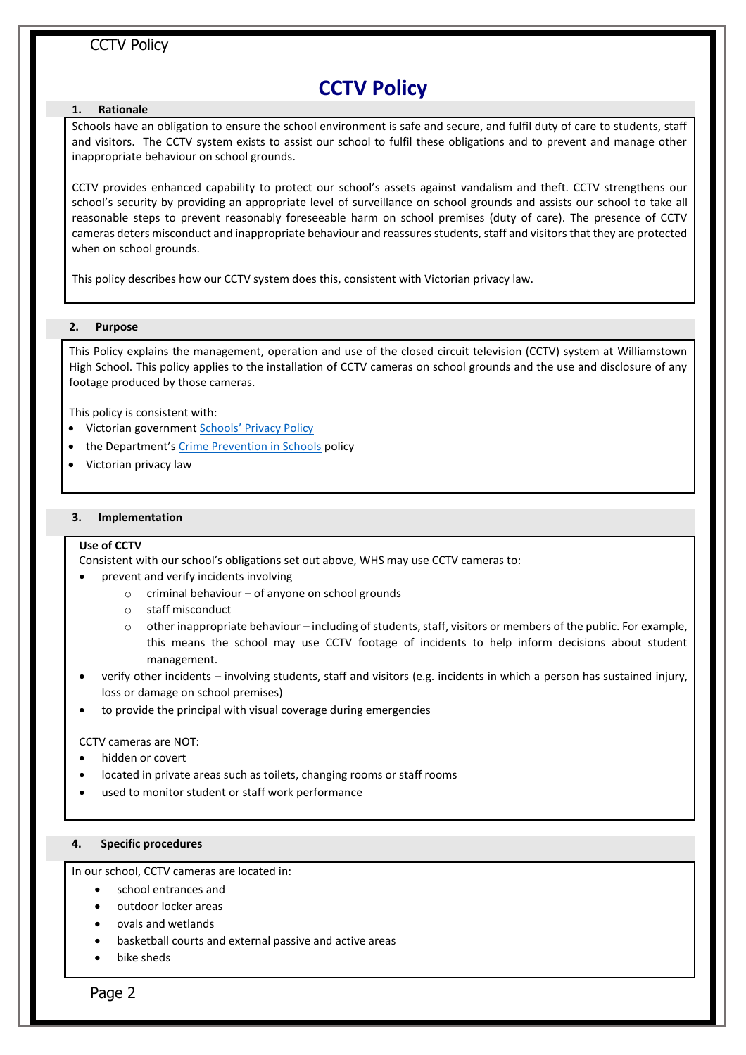# CCTV Policy

## 1. Rationale

Schools have an obligation to ensure the school environment is safe and secure, and fulfil duty of care to students, staff and visitors. The CCTV system exists to assist our school to fulfil these obligations and to prevent and manage other inappropriate behaviour on school grounds.

CCTV provides enhanced capability to protect our school's assets against vandalism and theft. CCTV strengthens our school's security by providing an appropriate level of surveillance on school grounds and assists our school to take all reasonable steps to prevent reasonably foreseeable harm on school premises (duty of care). The presence of CCTV cameras deters misconduct and inappropriate behaviour and reassures students, staff and visitors that they are protected when on school grounds.

This policy describes how our CCTV system does this, consistent with Victorian privacy law.

## 2. Purpose

This Policy explains the management, operation and use of the closed circuit television (CCTV) system at Williamstown High School. This policy applies to the installation of CCTV cameras on school grounds and the use and disclosure of any footage produced by those cameras.

This policy is consistent with:

- Victorian government Schools' Privacy Policy
- the Department's Crime Prevention in Schools policy
- Victorian privacy law

## 3. Implementation

**Use of CCTV**

Consistent with our school's obligations set out above, WHS may use CCTV cameras to:

- prevent and verify incidents involving
  - criminal behaviour – of anyone on school grounds
  - staff misconduct
  - other inappropriate behaviour – including of students, staff, visitors or members of the public. For example, this means the school may use CCTV footage of incidents to help inform decisions about student management.
- verify other incidents – involving students, staff and visitors (e.g. incidents in which a person has sustained injury, loss or damage on school premises)
- to provide the principal with visual coverage during emergencies

CCTV cameras are NOT:

- hidden or covert
- located in private areas such as toilets, changing rooms or staff rooms
- used to monitor student or staff work performance

## 4. Specific procedures

In our school, CCTV cameras are located in:

- school entrances and
- outdoor locker areas
- ovals and wetlands
- basketball courts and external passive and active areas
- bike sheds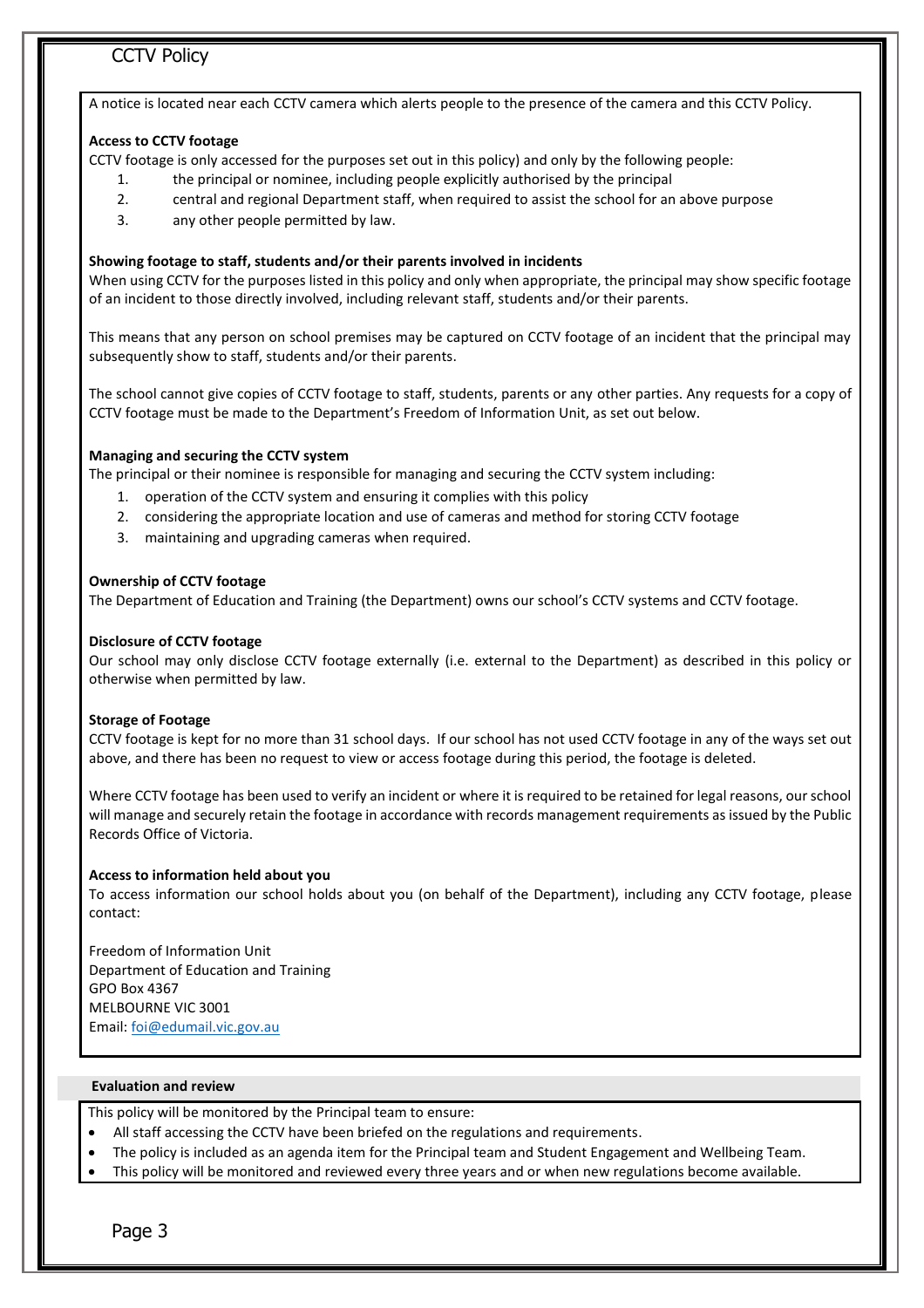A notice is located near each CCTV camera which alerts people to the presence of the camera and this CCTV Policy.

**Access to CCTV footage**

CCTV footage is only accessed for the purposes set out in this policy) and only by the following people:

1. the principal or nominee, including people explicitly authorised by the principal
2. central and regional Department staff, when required to assist the school for an above purpose
3. any other people permitted by law.

**Showing footage to staff, students and/or their parents involved in incidents**

When using CCTV for the purposes listed in this policy and only when appropriate, the principal may show specific footage of an incident to those directly involved, including relevant staff, students and/or their parents.

This means that any person on school premises may be captured on CCTV footage of an incident that the principal may subsequently show to staff, students and/or their parents.

The school cannot give copies of CCTV footage to staff, students, parents or any other parties. Any requests for a copy of CCTV footage must be made to the Department's Freedom of Information Unit, as set out below.

**Managing and securing the CCTV system**

The principal or their nominee is responsible for managing and securing the CCTV system including:

1. operation of the CCTV system and ensuring it complies with this policy
2. considering the appropriate location and use of cameras and method for storing CCTV footage
3. maintaining and upgrading cameras when required.

**Ownership of CCTV footage**

The Department of Education and Training (the Department) owns our school's CCTV systems and CCTV footage.

**Disclosure of CCTV footage**

Our school may only disclose CCTV footage externally (i.e. external to the Department) as described in this policy or otherwise when permitted by law.

**Storage of Footage**

CCTV footage is kept for no more than 31 school days. If our school has not used CCTV footage in any of the ways set out above, and there has been no request to view or access footage during this period, the footage is deleted.

Where CCTV footage has been used to verify an incident or where it is required to be retained for legal reasons, our school will manage and securely retain the footage in accordance with records management requirements as issued by the Public Records Office of Victoria.

**Access to information held about you**

To access information our school holds about you (on behalf of the Department), including any CCTV footage, please contact:

Freedom of Information Unit
Department of Education and Training
GPO Box 4367
MELBOURNE VIC 3001
Email: foi@edumail.vic.gov.au

**Evaluation and review**

This policy will be monitored by the Principal team to ensure:

- All staff accessing the CCTV have been briefed on the regulations and requirements.
- The policy is included as an agenda item for the Principal team and Student Engagement and Wellbeing Team.
- This policy will be monitored and reviewed every three years and or when new regulations become available.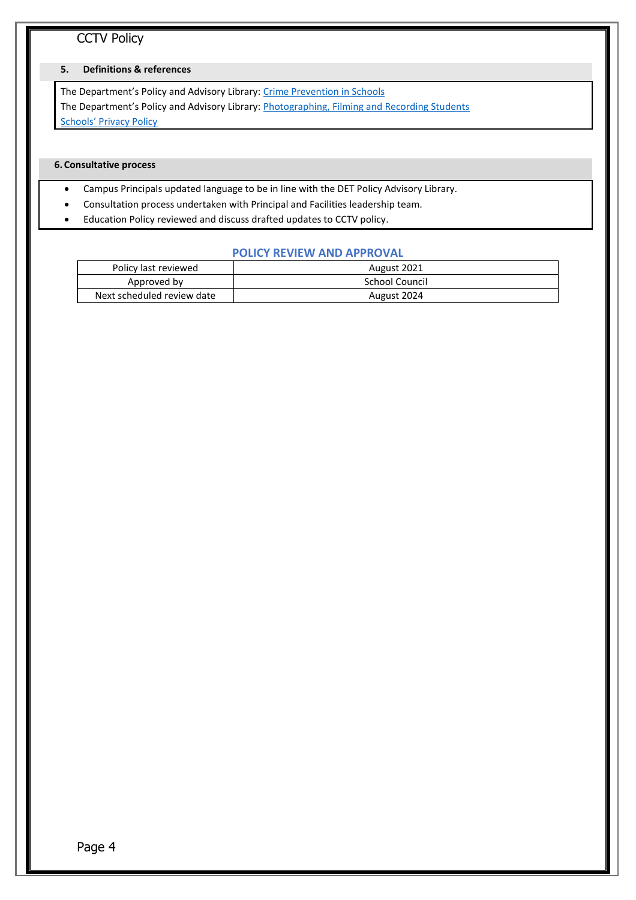## 5. Definitions & references

The Department's Policy and Advisory Library: Crime Prevention in Schools
The Department's Policy and Advisory Library: Photographing, Filming and Recording Students
Schools' Privacy Policy

## 6. Consultative process

- Campus Principals updated language to be in line with the DET Policy Advisory Library.
- Consultation process undertaken with Principal and Facilities leadership team.
- Education Policy reviewed and discuss drafted updates to CCTV policy.

### POLICY REVIEW AND APPROVAL

| | |
|---|---|
| Policy last reviewed | August 2021 |
| Approved by | School Council |
| Next scheduled review date | August 2024 |